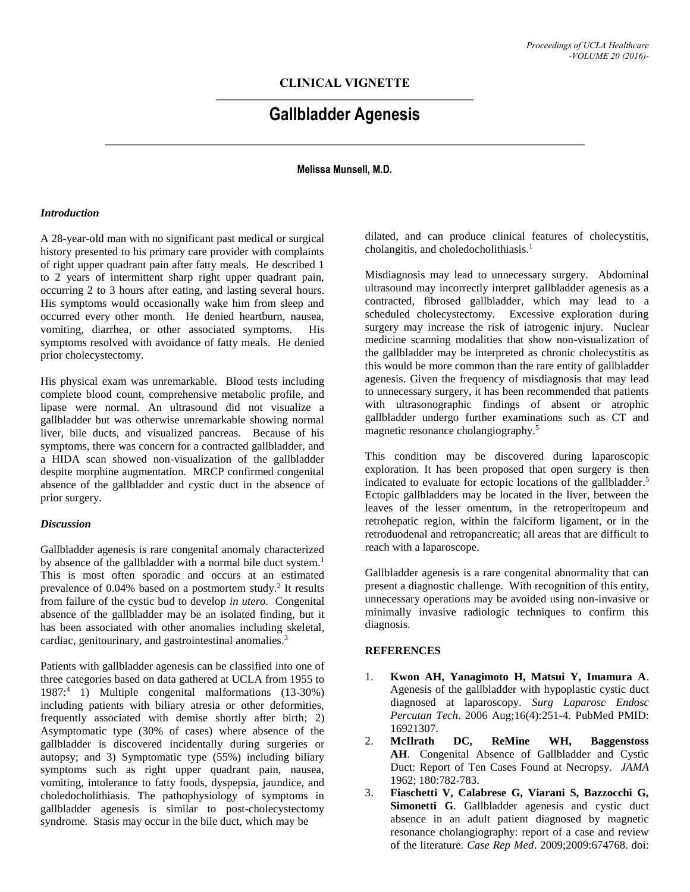## CLINICAL VIGNETTE

# Gallbladder Agenesis

**Melissa Munsell, M.D.**

### *Introduction*

A 28-year-old man with no significant past medical or surgical history presented to his primary care provider with complaints of right upper quadrant pain after fatty meals. He described 1 to 2 years of intermittent sharp right upper quadrant pain, occurring 2 to 3 hours after eating, and lasting several hours. His symptoms would occasionally wake him from sleep and occurred every other month. He denied heartburn, nausea, vomiting, diarrhea, or other associated symptoms. His symptoms resolved with avoidance of fatty meals. He denied prior cholecystectomy.

His physical exam was unremarkable. Blood tests including complete blood count, comprehensive metabolic profile, and lipase were normal. An ultrasound did not visualize a gallbladder but was otherwise unremarkable showing normal liver, bile ducts, and visualized pancreas. Because of his symptoms, there was concern for a contracted gallbladder, and a HIDA scan showed non-visualization of the gallbladder despite morphine augmentation. MRCP confirmed congenital absence of the gallbladder and cystic duct in the absence of prior surgery.

### *Discussion*

Gallbladder agenesis is rare congenital anomaly characterized by absence of the gallbladder with a normal bile duct system.[1] This is most often sporadic and occurs at an estimated prevalence of 0.04% based on a postmortem study.[2] It results from failure of the cystic bud to develop *in utero.* Congenital absence of the gallbladder may be an isolated finding, but it has been associated with other anomalies including skeletal, cardiac, genitourinary, and gastrointestinal anomalies.[3]

Patients with gallbladder agenesis can be classified into one of three categories based on data gathered at UCLA from 1955 to 1987:[4] 1) Multiple congenital malformations (13-30%) including patients with biliary atresia or other deformities, frequently associated with demise shortly after birth; 2) Asymptomatic type (30% of cases) where absence of the gallbladder is discovered incidentally during surgeries or autopsy; and 3) Symptomatic type (55%) including biliary symptoms such as right upper quadrant pain, nausea, vomiting, intolerance to fatty foods, dyspepsia, jaundice, and choledocholithiasis. The pathophysiology of symptoms in gallbladder agenesis is similar to post-cholecystectomy syndrome. Stasis may occur in the bile duct, which may be dilated, and can produce clinical features of cholecystitis, cholangitis, and choledocholithiasis.[1]

Misdiagnosis may lead to unnecessary surgery. Abdominal ultrasound may incorrectly interpret gallbladder agenesis as a contracted, fibrosed gallbladder, which may lead to a scheduled cholecystectomy. Excessive exploration during surgery may increase the risk of iatrogenic injury. Nuclear medicine scanning modalities that show non-visualization of the gallbladder may be interpreted as chronic cholecystitis as this would be more common than the rare entity of gallbladder agenesis. Given the frequency of misdiagnosis that may lead to unnecessary surgery, it has been recommended that patients with ultrasonographic findings of absent or atrophic gallbladder undergo further examinations such as CT and magnetic resonance cholangiography.[5]

This condition may be discovered during laparoscopic exploration. It has been proposed that open surgery is then indicated to evaluate for ectopic locations of the gallbladder.[5] Ectopic gallbladders may be located in the liver, between the leaves of the lesser omentum, in the retroperitopeum and retrohepatic region, within the falciform ligament, or in the retroduodenal and retropancreatic; all areas that are difficult to reach with a laparoscope.

Gallbladder agenesis is a rare congenital abnormality that can present a diagnostic challenge. With recognition of this entity, unnecessary operations may be avoided using non-invasive or minimally invasive radiologic techniques to confirm this diagnosis.

### REFERENCES

1. **Kwon AH, Yanagimoto H, Matsui Y, Imamura A**. Agenesis of the gallbladder with hypoplastic cystic duct diagnosed at laparoscopy. *Surg Laparosc Endosc Percutan Tech*. 2006 Aug;16(4):251-4. PubMed PMID: 16921307.
2. **McIlrath DC, ReMine WH, Baggenstoss AH**. Congenital Absence of Gallbladder and Cystic Duct: Report of Ten Cases Found at Necropsy. *JAMA* 1962; 180:782-783.
3. **Fiaschetti V, Calabrese G, Viarani S, Bazzocchi G, Simonetti G**. Gallbladder agenesis and cystic duct absence in an adult patient diagnosed by magnetic resonance cholangiography: report of a case and review of the literature. *Case Rep Med*. 2009;2009:674768. doi: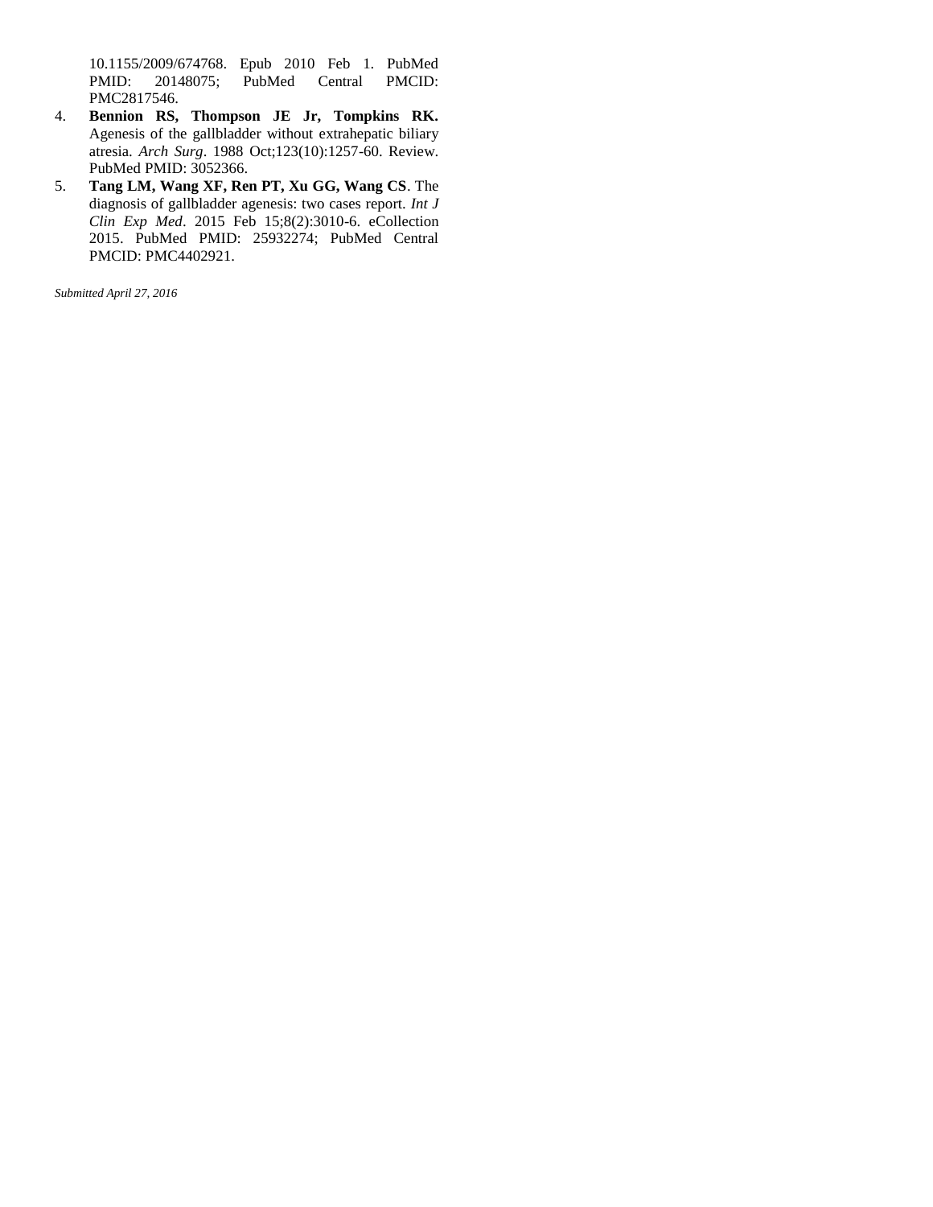10.1155/2009/674768. Epub 2010 Feb 1. PubMed PMID: 20148075; PubMed Central PMCID: PMC2817546.

4. **Bennion RS, Thompson JE Jr, Tompkins RK.** Agenesis of the gallbladder without extrahepatic biliary atresia. *Arch Surg*. 1988 Oct;123(10):1257-60. Review. PubMed PMID: 3052366.
5. **Tang LM, Wang XF, Ren PT, Xu GG, Wang CS**. The diagnosis of gallbladder agenesis: two cases report. *Int J Clin Exp Med*. 2015 Feb 15;8(2):3010-6. eCollection 2015. PubMed PMID: 25932274; PubMed Central PMCID: PMC4402921.

*Submitted April 27, 2016*